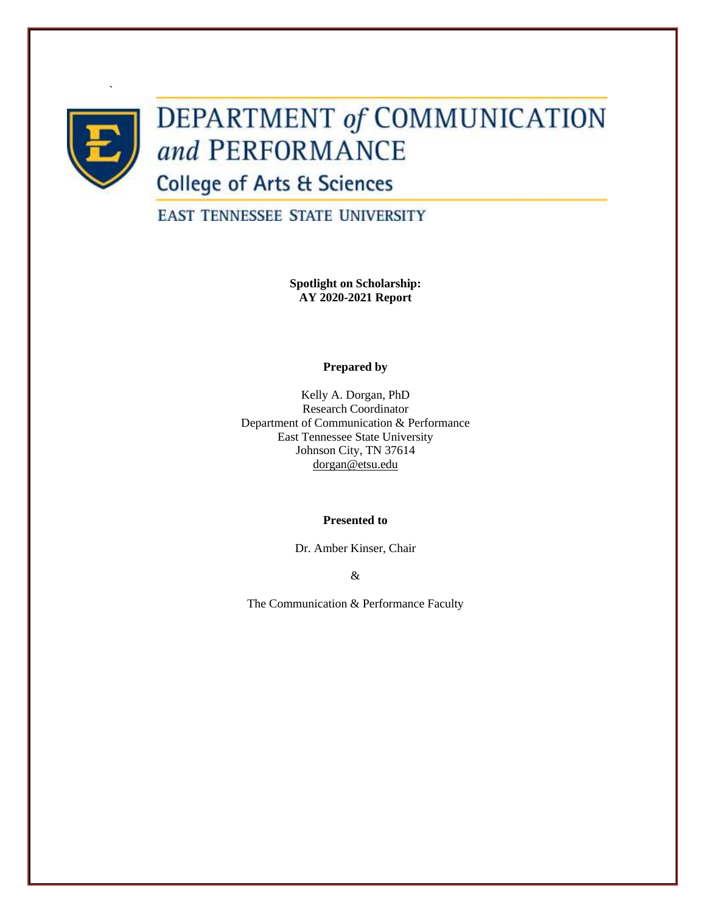# DEPARTMENT *of* COMMUNICATION *and* PERFORMANCE

## College of Arts & Sciences

EAST TENNESSEE STATE UNIVERSITY

**Spotlight on Scholarship:**
**AY 2020-2021 Report**

**Prepared by**

Kelly A. Dorgan, PhD
Research Coordinator
Department of Communication & Performance
East Tennessee State University
Johnson City, TN 37614
dorgan@etsu.edu

**Presented to**

Dr. Amber Kinser, Chair

&

The Communication & Performance Faculty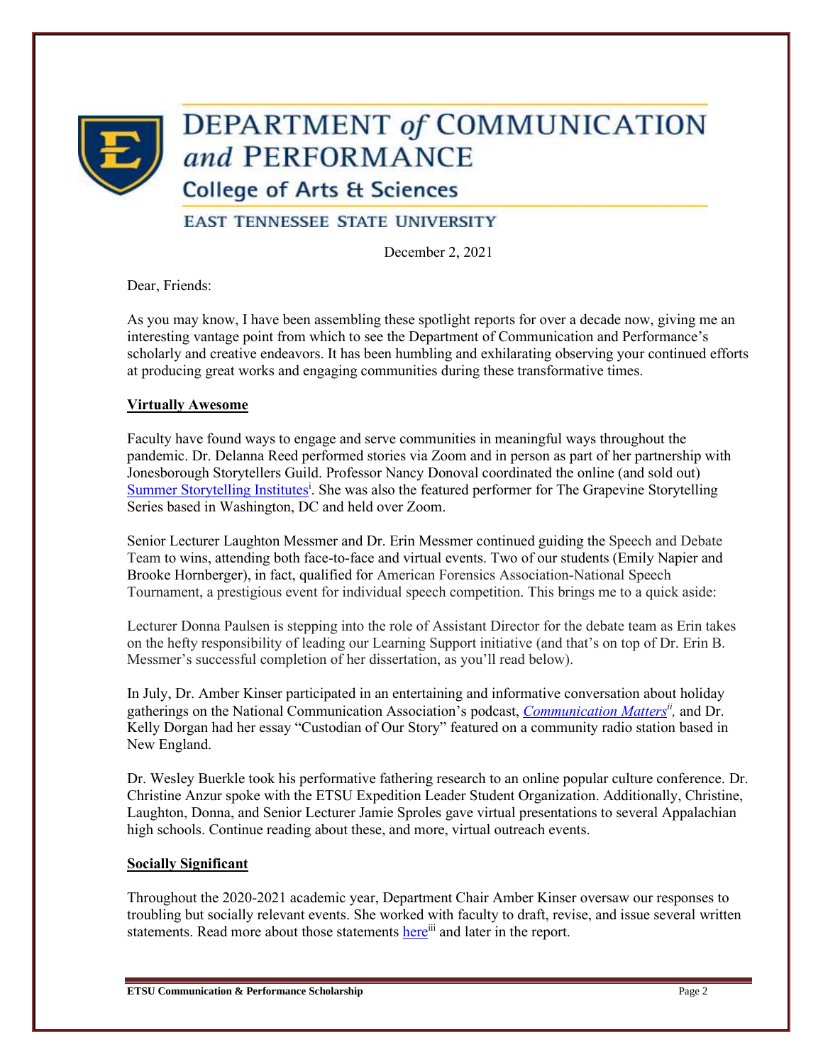# DEPARTMENT *of* COMMUNICATION *and* PERFORMANCE

## College of Arts & Sciences

EAST TENNESSEE STATE UNIVERSITY

December 2, 2021

Dear, Friends:

As you may know, I have been assembling these spotlight reports for over a decade now, giving me an interesting vantage point from which to see the Department of Communication and Performance's scholarly and creative endeavors. It has been humbling and exhilarating observing your continued efforts at producing great works and engaging communities during these transformative times.

**Virtually Awesome**

Faculty have found ways to engage and serve communities in meaningful ways throughout the pandemic. Dr. Delanna Reed performed stories via Zoom and in person as part of her partnership with Jonesborough Storytellers Guild. Professor Nancy Donoval coordinated the online (and sold out) Summer Storytelling Institutes[i]. She was also the featured performer for The Grapevine Storytelling Series based in Washington, DC and held over Zoom.

Senior Lecturer Laughton Messmer and Dr. Erin Messmer continued guiding the Speech and Debate Team to wins, attending both face-to-face and virtual events. Two of our students (Emily Napier and Brooke Hornberger), in fact, qualified for American Forensics Association-National Speech Tournament, a prestigious event for individual speech competition. This brings me to a quick aside:

Lecturer Donna Paulsen is stepping into the role of Assistant Director for the debate team as Erin takes on the hefty responsibility of leading our Learning Support initiative (and that's on top of Dr. Erin B. Messmer's successful completion of her dissertation, as you'll read below).

In July, Dr. Amber Kinser participated in an entertaining and informative conversation about holiday gatherings on the National Communication Association's podcast, *Communication Matters*[ii], and Dr. Kelly Dorgan had her essay "Custodian of Our Story" featured on a community radio station based in New England.

Dr. Wesley Buerkle took his performative fathering research to an online popular culture conference. Dr. Christine Anzur spoke with the ETSU Expedition Leader Student Organization. Additionally, Christine, Laughton, Donna, and Senior Lecturer Jamie Sproles gave virtual presentations to several Appalachian high schools. Continue reading about these, and more, virtual outreach events.

**Socially Significant**

Throughout the 2020-2021 academic year, Department Chair Amber Kinser oversaw our responses to troubling but socially relevant events. She worked with faculty to draft, revise, and issue several written statements. Read more about those statements here[iii] and later in the report.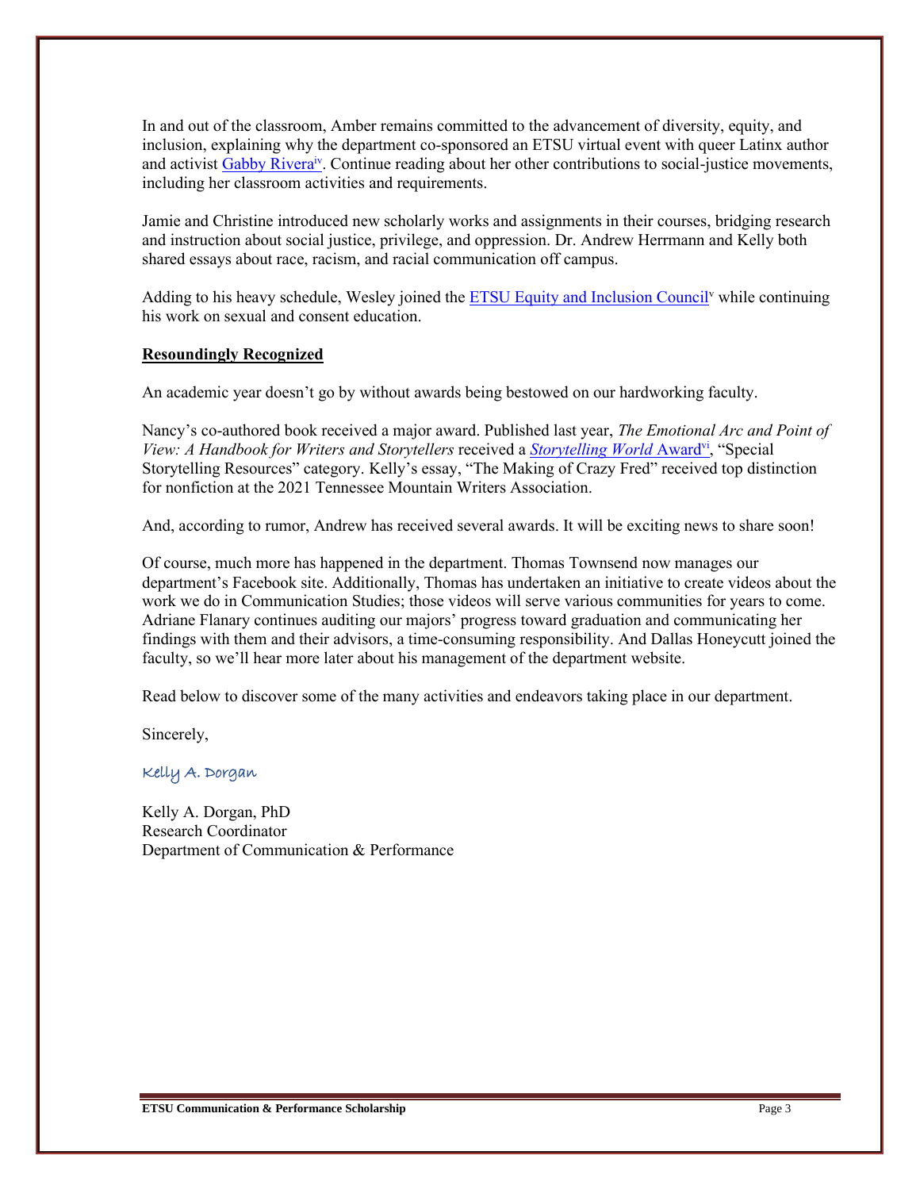In and out of the classroom, Amber remains committed to the advancement of diversity, equity, and inclusion, explaining why the department co-sponsored an ETSU virtual event with queer Latinx author and activist Gabby Rivera[iv]. Continue reading about her other contributions to social-justice movements, including her classroom activities and requirements.

Jamie and Christine introduced new scholarly works and assignments in their courses, bridging research and instruction about social justice, privilege, and oppression. Dr. Andrew Herrmann and Kelly both shared essays about race, racism, and racial communication off campus.

Adding to his heavy schedule, Wesley joined the ETSU Equity and Inclusion Council[v] while continuing his work on sexual and consent education.

**Resoundingly Recognized**

An academic year doesn't go by without awards being bestowed on our hardworking faculty.

Nancy's co-authored book received a major award. Published last year, *The Emotional Arc and Point of View: A Handbook for Writers and Storytellers* received a *Storytelling World* Award[vi], "Special Storytelling Resources" category. Kelly's essay, "The Making of Crazy Fred" received top distinction for nonfiction at the 2021 Tennessee Mountain Writers Association.

And, according to rumor, Andrew has received several awards. It will be exciting news to share soon!

Of course, much more has happened in the department. Thomas Townsend now manages our department's Facebook site. Additionally, Thomas has undertaken an initiative to create videos about the work we do in Communication Studies; those videos will serve various communities for years to come. Adriane Flanary continues auditing our majors' progress toward graduation and communicating her findings with them and their advisors, a time-consuming responsibility. And Dallas Honeycutt joined the faculty, so we'll hear more later about his management of the department website.

Read below to discover some of the many activities and endeavors taking place in our department.

Sincerely,

Kelly A. Dorgan

Kelly A. Dorgan, PhD
Research Coordinator
Department of Communication & Performance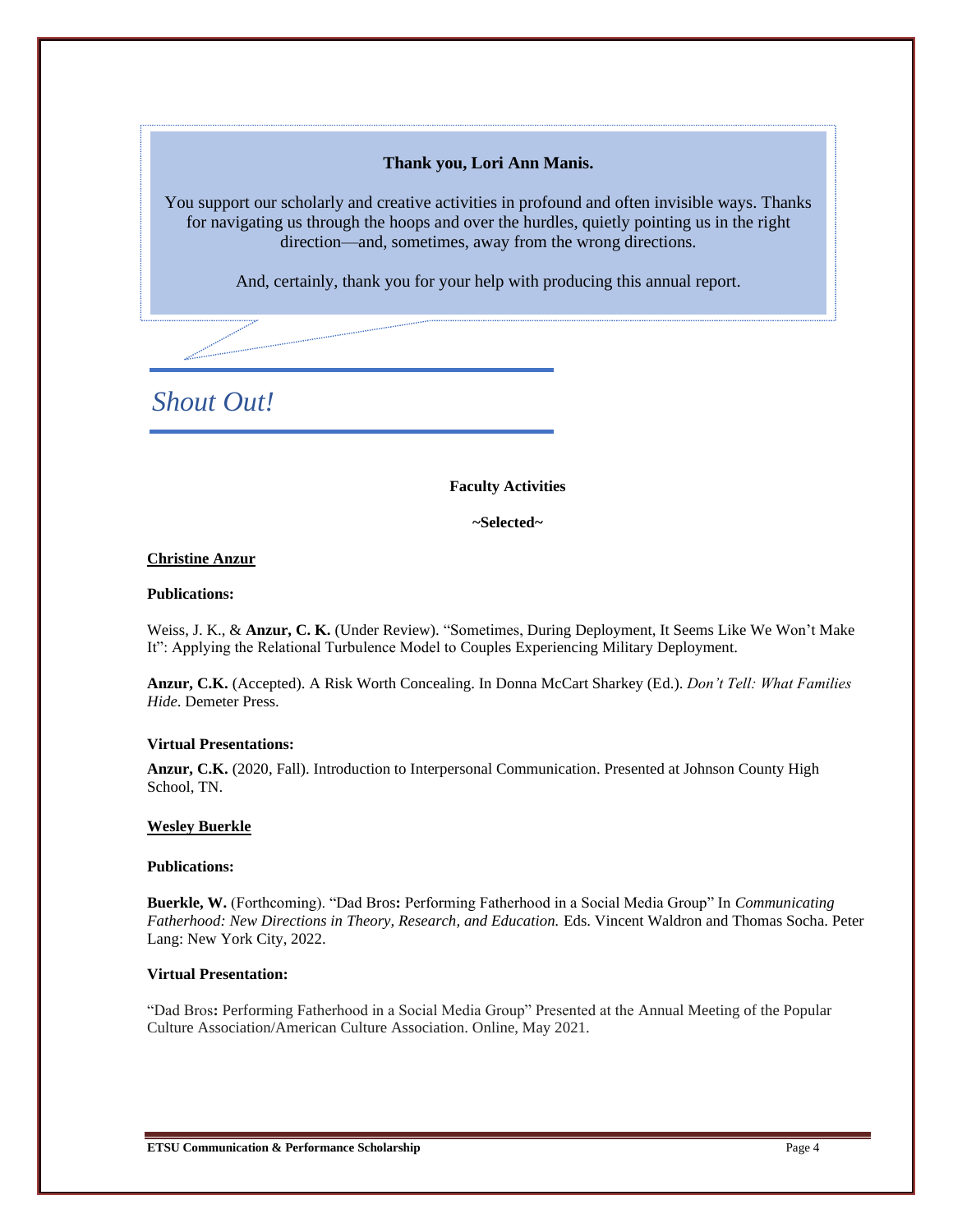**Thank you, Lori Ann Manis.**

You support our scholarly and creative activities in profound and often invisible ways. Thanks for navigating us through the hoops and over the hurdles, quietly pointing us in the right direction—and, sometimes, away from the wrong directions.

And, certainly, thank you for your help with producing this annual report.

## *Shout Out!*

**Faculty Activities**

**~Selected~**

**Christine Anzur**

**Publications:**

Weiss, J. K., & **Anzur, C. K.** (Under Review). "Sometimes, During Deployment, It Seems Like We Won't Make It": Applying the Relational Turbulence Model to Couples Experiencing Military Deployment.

**Anzur, C.K.** (Accepted). A Risk Worth Concealing. In Donna McCart Sharkey (Ed.). *Don't Tell: What Families Hide*. Demeter Press.

**Virtual Presentations:**

**Anzur, C.K.** (2020, Fall). Introduction to Interpersonal Communication. Presented at Johnson County High School, TN.

**Wesley Buerkle**

**Publications:**

**Buerkle, W.** (Forthcoming). "Dad Bros**:** Performing Fatherhood in a Social Media Group" In *Communicating Fatherhood: New Directions in Theory, Research, and Education.* Eds. Vincent Waldron and Thomas Socha. Peter Lang: New York City, 2022.

**Virtual Presentation:**

"Dad Bros**:** Performing Fatherhood in a Social Media Group" Presented at the Annual Meeting of the Popular Culture Association/American Culture Association. Online, May 2021.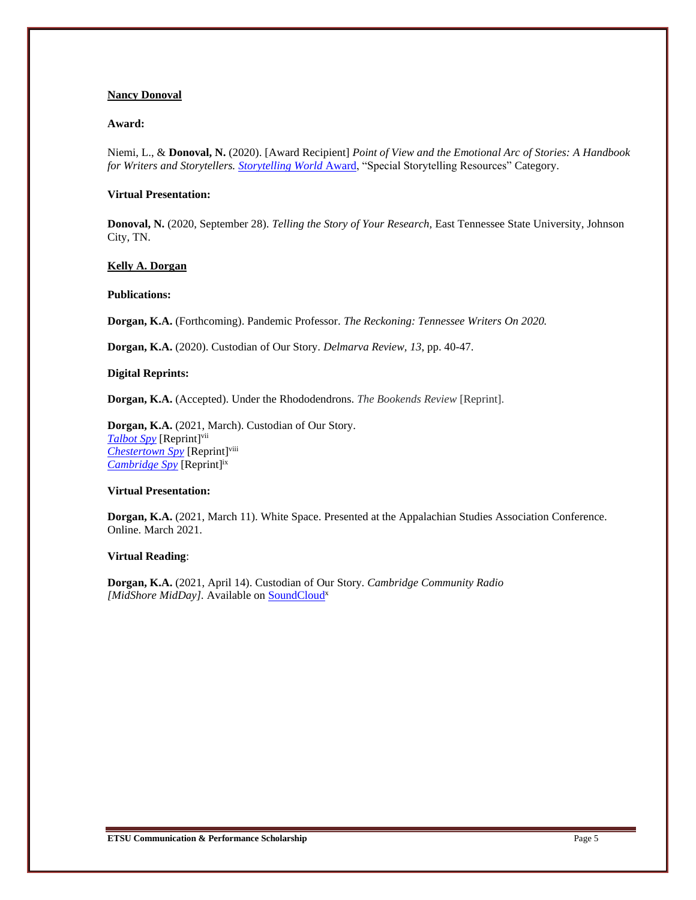**Nancy Donoval**

**Award:**

Niemi, L., & **Donoval, N.** (2020). [Award Recipient] *Point of View and the Emotional Arc of Stories: A Handbook for Writers and Storytellers. Storytelling World* Award, "Special Storytelling Resources" Category.

**Virtual Presentation:**

**Donoval, N.** (2020, September 28). *Telling the Story of Your Research,* East Tennessee State University, Johnson City, TN.

**Kelly A. Dorgan**

**Publications:**

**Dorgan, K.A.** (Forthcoming). Pandemic Professor. *The Reckoning: Tennessee Writers On 2020.*

**Dorgan, K.A.** (2020). Custodian of Our Story. *Delmarva Review, 13,* pp. 40-47.

**Digital Reprints:**

**Dorgan, K.A.** (Accepted). Under the Rhododendrons. *The Bookends Review* [Reprint].

**Dorgan, K.A.** (2021, March). Custodian of Our Story.
*Talbot Spy* [Reprint][vii]
*Chestertown Spy* [Reprint][viii]
*Cambridge Spy* [Reprint][ix]

**Virtual Presentation:**

**Dorgan, K.A.** (2021, March 11). White Space. Presented at the Appalachian Studies Association Conference. Online. March 2021.

**Virtual Reading**:

**Dorgan, K.A.** (2021, April 14). Custodian of Our Story. *Cambridge Community Radio [MidShore MidDay].* Available on SoundCloud[x]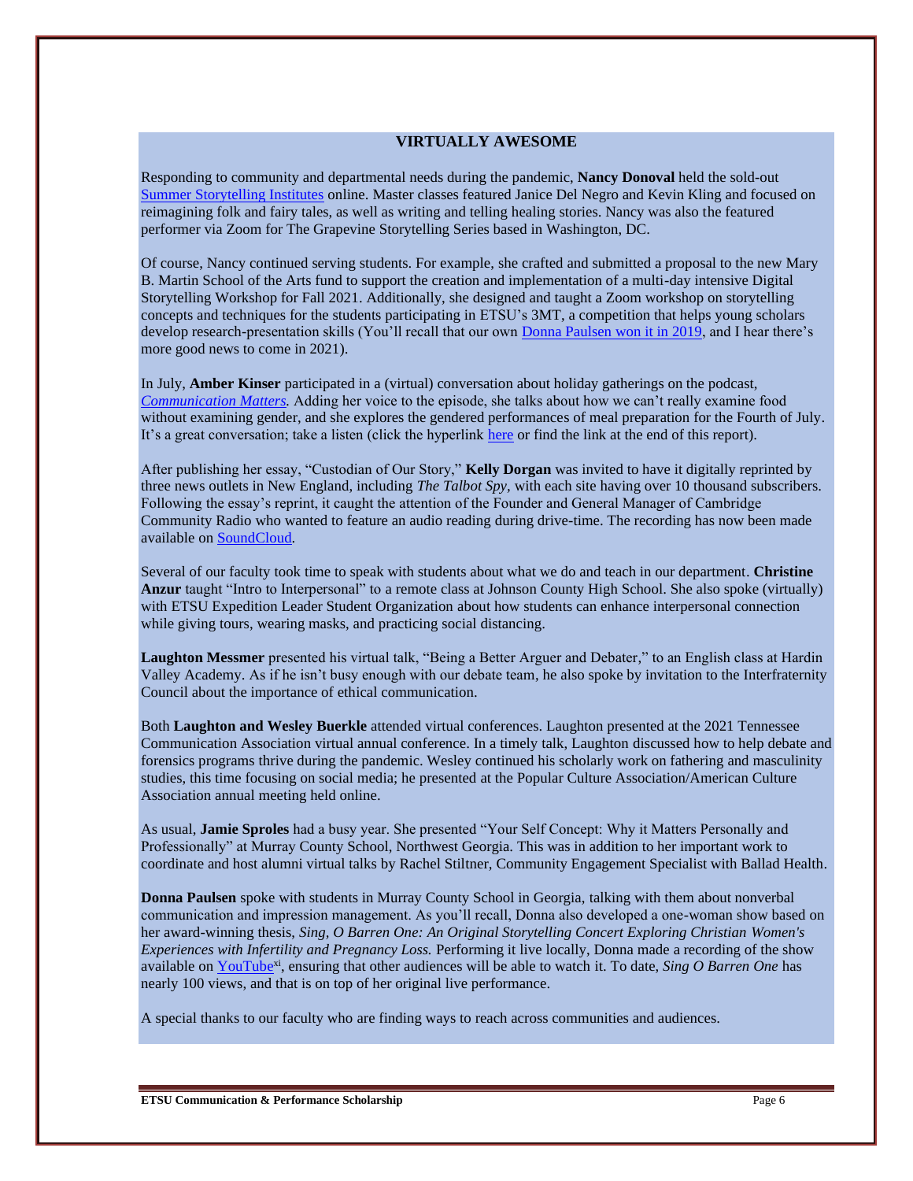## VIRTUALLY AWESOME

Responding to community and departmental needs during the pandemic, **Nancy Donoval** held the sold-out Summer Storytelling Institutes online. Master classes featured Janice Del Negro and Kevin Kling and focused on reimagining folk and fairy tales, as well as writing and telling healing stories. Nancy was also the featured performer via Zoom for The Grapevine Storytelling Series based in Washington, DC.

Of course, Nancy continued serving students. For example, she crafted and submitted a proposal to the new Mary B. Martin School of the Arts fund to support the creation and implementation of a multi-day intensive Digital Storytelling Workshop for Fall 2021. Additionally, she designed and taught a Zoom workshop on storytelling concepts and techniques for the students participating in ETSU's 3MT, a competition that helps young scholars develop research-presentation skills (You'll recall that our own Donna Paulsen won it in 2019, and I hear there's more good news to come in 2021).

In July, **Amber Kinser** participated in a (virtual) conversation about holiday gatherings on the podcast, *Communication Matters.* Adding her voice to the episode, she talks about how we can't really examine food without examining gender, and she explores the gendered performances of meal preparation for the Fourth of July. It's a great conversation; take a listen (click the hyperlink here or find the link at the end of this report).

After publishing her essay, "Custodian of Our Story," **Kelly Dorgan** was invited to have it digitally reprinted by three news outlets in New England, including *The Talbot Spy*, with each site having over 10 thousand subscribers. Following the essay's reprint, it caught the attention of the Founder and General Manager of Cambridge Community Radio who wanted to feature an audio reading during drive-time. The recording has now been made available on SoundCloud.

Several of our faculty took time to speak with students about what we do and teach in our department. **Christine Anzur** taught "Intro to Interpersonal" to a remote class at Johnson County High School. She also spoke (virtually) with ETSU Expedition Leader Student Organization about how students can enhance interpersonal connection while giving tours, wearing masks, and practicing social distancing.

**Laughton Messmer** presented his virtual talk, "Being a Better Arguer and Debater," to an English class at Hardin Valley Academy. As if he isn't busy enough with our debate team, he also spoke by invitation to the Interfraternity Council about the importance of ethical communication.

Both **Laughton and Wesley Buerkle** attended virtual conferences. Laughton presented at the 2021 Tennessee Communication Association virtual annual conference. In a timely talk, Laughton discussed how to help debate and forensics programs thrive during the pandemic. Wesley continued his scholarly work on fathering and masculinity studies, this time focusing on social media; he presented at the Popular Culture Association/American Culture Association annual meeting held online.

As usual, **Jamie Sproles** had a busy year. She presented "Your Self Concept: Why it Matters Personally and Professionally" at Murray County School, Northwest Georgia. This was in addition to her important work to coordinate and host alumni virtual talks by Rachel Stiltner, Community Engagement Specialist with Ballad Health.

**Donna Paulsen** spoke with students in Murray County School in Georgia, talking with them about nonverbal communication and impression management. As you'll recall, Donna also developed a one-woman show based on her award-winning thesis, *Sing, O Barren One: An Original Storytelling Concert Exploring Christian Women's Experiences with Infertility and Pregnancy Loss.* Performing it live locally, Donna made a recording of the show available on YouTube[xi], ensuring that other audiences will be able to watch it. To date, *Sing O Barren One* has nearly 100 views, and that is on top of her original live performance.

A special thanks to our faculty who are finding ways to reach across communities and audiences.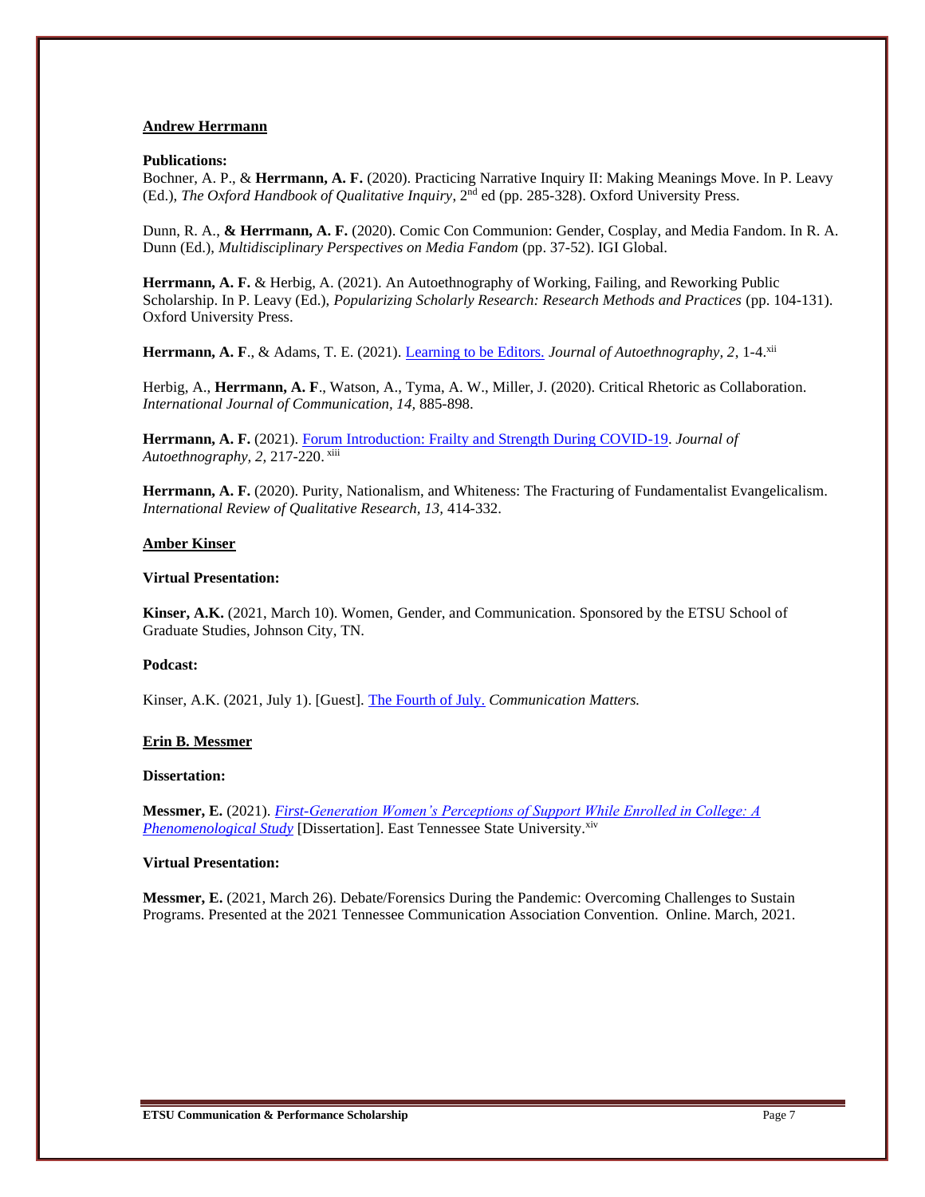## Andrew Herrmann

**Publications:**

Bochner, A. P., & **Herrmann, A. F.** (2020). Practicing Narrative Inquiry II: Making Meanings Move. In P. Leavy (Ed.), *The Oxford Handbook of Qualitative Inquiry*, 2nd ed (pp. 285-328). Oxford University Press.

Dunn, R. A., **& Herrmann, A. F.** (2020). Comic Con Communion: Gender, Cosplay, and Media Fandom. In R. A. Dunn (Ed.), *Multidisciplinary Perspectives on Media Fandom* (pp. 37-52). IGI Global.

**Herrmann, A. F.** & Herbig, A. (2021). An Autoethnography of Working, Failing, and Reworking Public Scholarship. In P. Leavy (Ed.), *Popularizing Scholarly Research: Research Methods and Practices* (pp. 104-131). Oxford University Press.

**Herrmann, A. F**., & Adams, T. E. (2021). Learning to be Editors. *Journal of Autoethnography, 2,* 1-4.[xii]

Herbig, A., **Herrmann, A. F**., Watson, A., Tyma, A. W., Miller, J. (2020). Critical Rhetoric as Collaboration. *International Journal of Communication, 14,* 885-898.

**Herrmann, A. F.** (2021). Forum Introduction: Frailty and Strength During COVID-19. *Journal of Autoethnography, 2,* 217-220.[xiii]

**Herrmann, A. F.** (2020). Purity, Nationalism, and Whiteness: The Fracturing of Fundamentalist Evangelicalism. *International Review of Qualitative Research, 13,* 414-332.

## Amber Kinser

**Virtual Presentation:**

**Kinser, A.K.** (2021, March 10). Women, Gender, and Communication. Sponsored by the ETSU School of Graduate Studies, Johnson City, TN.

**Podcast:**

Kinser, A.K. (2021, July 1). [Guest]. The Fourth of July. *Communication Matters.*

## Erin B. Messmer

**Dissertation:**

**Messmer, E.** (2021). *First-Generation Women's Perceptions of Support While Enrolled in College: A Phenomenological Study* [Dissertation]. East Tennessee State University.[xiv]

**Virtual Presentation:**

**Messmer, E.** (2021, March 26). Debate/Forensics During the Pandemic: Overcoming Challenges to Sustain Programs. Presented at the 2021 Tennessee Communication Association Convention. Online. March, 2021.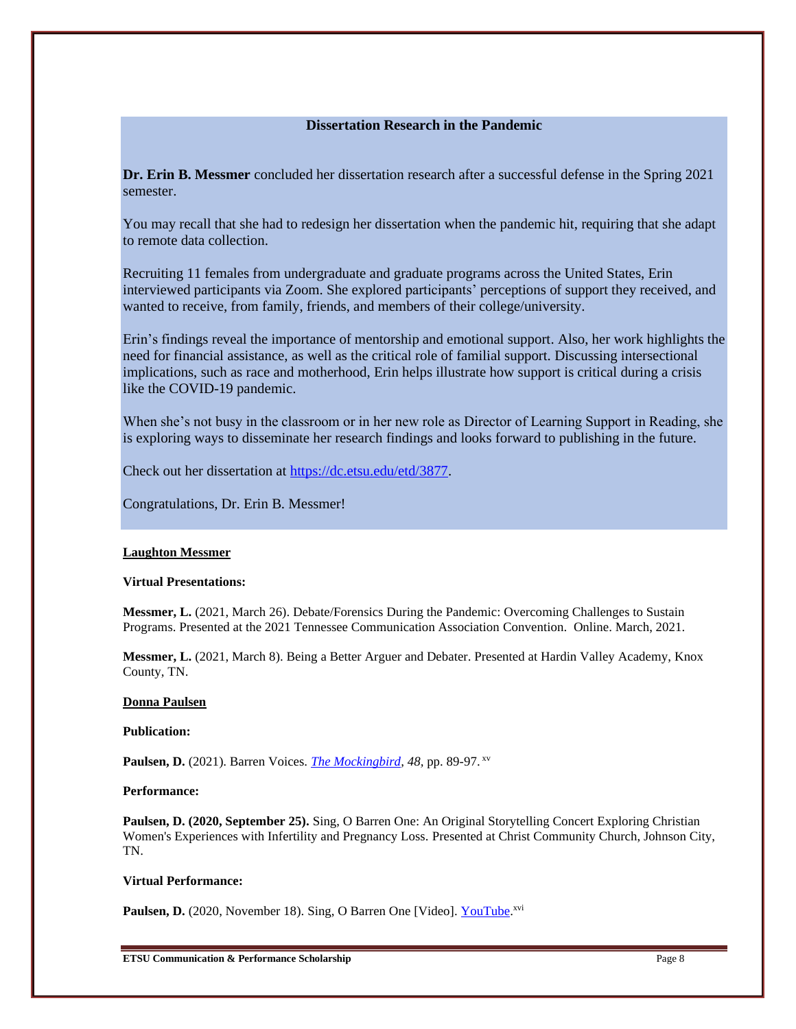## Dissertation Research in the Pandemic

**Dr. Erin B. Messmer** concluded her dissertation research after a successful defense in the Spring 2021 semester.

You may recall that she had to redesign her dissertation when the pandemic hit, requiring that she adapt to remote data collection.

Recruiting 11 females from undergraduate and graduate programs across the United States, Erin interviewed participants via Zoom. She explored participants' perceptions of support they received, and wanted to receive, from family, friends, and members of their college/university.

Erin's findings reveal the importance of mentorship and emotional support. Also, her work highlights the need for financial assistance, as well as the critical role of familial support. Discussing intersectional implications, such as race and motherhood, Erin helps illustrate how support is critical during a crisis like the COVID-19 pandemic.

When she's not busy in the classroom or in her new role as Director of Learning Support in Reading, she is exploring ways to disseminate her research findings and looks forward to publishing in the future.

Check out her dissertation at https://dc.etsu.edu/etd/3877.

Congratulations, Dr. Erin B. Messmer!

**Laughton Messmer**

**Virtual Presentations:**

**Messmer, L.** (2021, March 26). Debate/Forensics During the Pandemic: Overcoming Challenges to Sustain Programs. Presented at the 2021 Tennessee Communication Association Convention. Online. March, 2021.

**Messmer, L.** (2021, March 8). Being a Better Arguer and Debater. Presented at Hardin Valley Academy, Knox County, TN.

**Donna Paulsen**

**Publication:**

**Paulsen, D.** (2021). Barren Voices. *The Mockingbird*, *48*, pp. 89-97. [xv]

**Performance:**

**Paulsen, D. (2020, September 25).** Sing, O Barren One: An Original Storytelling Concert Exploring Christian Women's Experiences with Infertility and Pregnancy Loss. Presented at Christ Community Church, Johnson City, TN.

**Virtual Performance:**

**Paulsen, D.** (2020, November 18). Sing, O Barren One [Video]. YouTube.[xvi]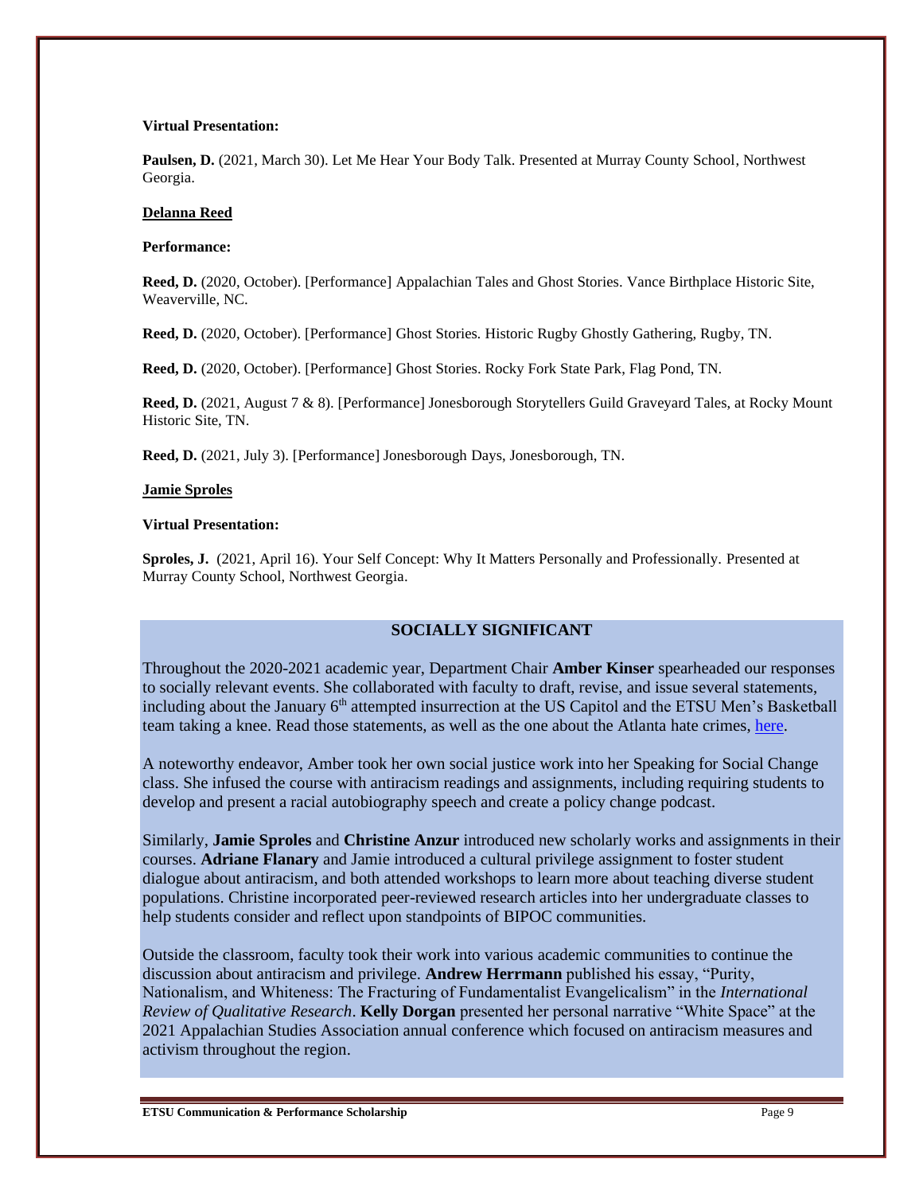**Virtual Presentation:**

**Paulsen, D.** (2021, March 30). Let Me Hear Your Body Talk. Presented at Murray County School, Northwest Georgia.

**Delanna Reed**

**Performance:**

**Reed, D.** (2020, October). [Performance] Appalachian Tales and Ghost Stories. Vance Birthplace Historic Site, Weaverville, NC.

**Reed, D.** (2020, October). [Performance] Ghost Stories. Historic Rugby Ghostly Gathering, Rugby, TN.

**Reed, D.** (2020, October). [Performance] Ghost Stories. Rocky Fork State Park, Flag Pond, TN.

**Reed, D.** (2021, August 7 & 8). [Performance] Jonesborough Storytellers Guild Graveyard Tales, at Rocky Mount Historic Site, TN.

**Reed, D.** (2021, July 3). [Performance] Jonesborough Days, Jonesborough, TN.

**Jamie Sproles**

**Virtual Presentation:**

**Sproles, J.** (2021, April 16). Your Self Concept: Why It Matters Personally and Professionally. Presented at Murray County School, Northwest Georgia.

## SOCIALLY SIGNIFICANT

Throughout the 2020-2021 academic year, Department Chair **Amber Kinser** spearheaded our responses to socially relevant events. She collaborated with faculty to draft, revise, and issue several statements, including about the January 6th attempted insurrection at the US Capitol and the ETSU Men's Basketball team taking a knee. Read those statements, as well as the one about the Atlanta hate crimes, here.

A noteworthy endeavor, Amber took her own social justice work into her Speaking for Social Change class. She infused the course with antiracism readings and assignments, including requiring students to develop and present a racial autobiography speech and create a policy change podcast.

Similarly, **Jamie Sproles** and **Christine Anzur** introduced new scholarly works and assignments in their courses. **Adriane Flanary** and Jamie introduced a cultural privilege assignment to foster student dialogue about antiracism, and both attended workshops to learn more about teaching diverse student populations. Christine incorporated peer-reviewed research articles into her undergraduate classes to help students consider and reflect upon standpoints of BIPOC communities.

Outside the classroom, faculty took their work into various academic communities to continue the discussion about antiracism and privilege. **Andrew Herrmann** published his essay, "Purity, Nationalism, and Whiteness: The Fracturing of Fundamentalist Evangelicalism" in the *International Review of Qualitative Research*. **Kelly Dorgan** presented her personal narrative "White Space" at the 2021 Appalachian Studies Association annual conference which focused on antiracism measures and activism throughout the region.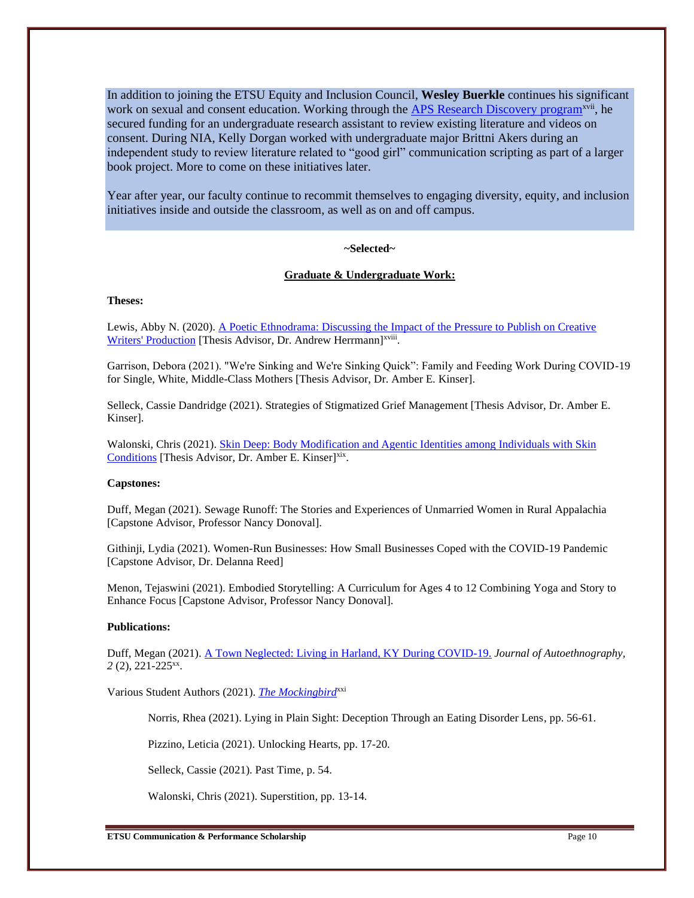In addition to joining the ETSU Equity and Inclusion Council, **Wesley Buerkle** continues his significant work on sexual and consent education. Working through the APS Research Discovery program[xvii], he secured funding for an undergraduate research assistant to review existing literature and videos on consent. During NIA, Kelly Dorgan worked with undergraduate major Brittni Akers during an independent study to review literature related to "good girl" communication scripting as part of a larger book project. More to come on these initiatives later.

Year after year, our faculty continue to recommit themselves to engaging diversity, equity, and inclusion initiatives inside and outside the classroom, as well as on and off campus.

**~Selected~**

## Graduate & Undergraduate Work:

**Theses:**

Lewis, Abby N. (2020). A Poetic Ethnodrama: Discussing the Impact of the Pressure to Publish on Creative Writers' Production [Thesis Advisor, Dr. Andrew Herrmann][xviii].

Garrison, Debora (2021). "We're Sinking and We're Sinking Quick": Family and Feeding Work During COVID-19 for Single, White, Middle-Class Mothers [Thesis Advisor, Dr. Amber E. Kinser].

Selleck, Cassie Dandridge (2021). Strategies of Stigmatized Grief Management [Thesis Advisor, Dr. Amber E. Kinser].

Walonski, Chris (2021). Skin Deep: Body Modification and Agentic Identities among Individuals with Skin Conditions [Thesis Advisor, Dr. Amber E. Kinser][xix].

**Capstones:**

Duff, Megan (2021). Sewage Runoff: The Stories and Experiences of Unmarried Women in Rural Appalachia [Capstone Advisor, Professor Nancy Donoval].

Githinji, Lydia (2021). Women-Run Businesses: How Small Businesses Coped with the COVID-19 Pandemic [Capstone Advisor, Dr. Delanna Reed]

Menon, Tejaswini (2021). Embodied Storytelling: A Curriculum for Ages 4 to 12 Combining Yoga and Story to Enhance Focus [Capstone Advisor, Professor Nancy Donoval].

**Publications:**

Duff, Megan (2021). A Town Neglected: Living in Harland, KY During COVID-19. *Journal of Autoethnography, 2* (2), 221-225[xx].

Various Student Authors (2021). *The Mockingbird*[xxi]

> Norris, Rhea (2021). Lying in Plain Sight: Deception Through an Eating Disorder Lens, pp. 56-61.
>
> Pizzino, Leticia (2021). Unlocking Hearts, pp. 17-20.
>
> Selleck, Cassie (2021). Past Time, p. 54.
>
> Walonski, Chris (2021). Superstition, pp. 13-14.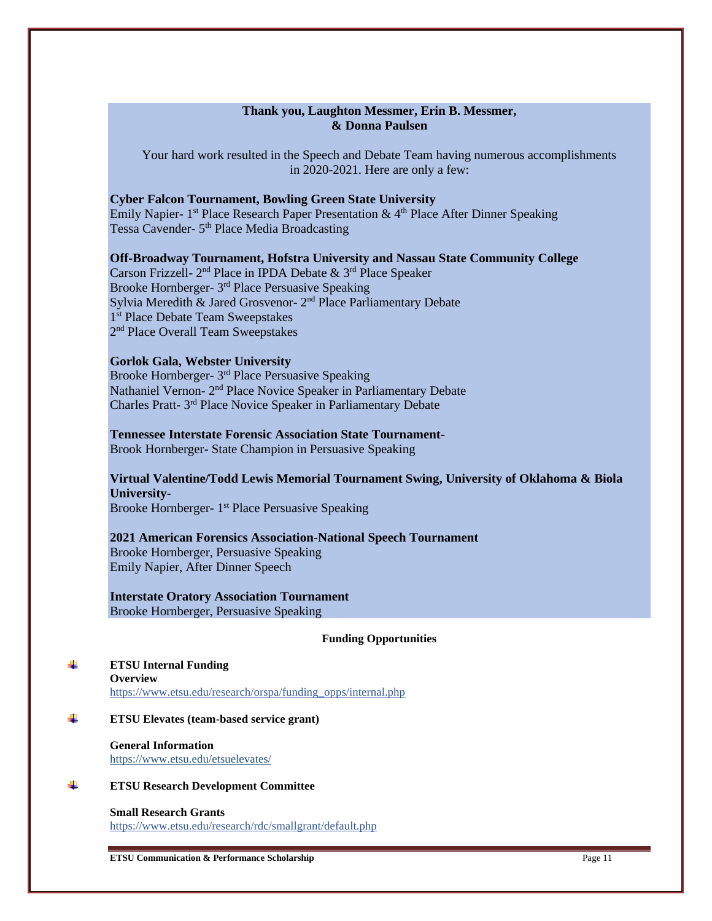**Thank you, Laughton Messmer, Erin B. Messmer, & Donna Paulsen**

Your hard work resulted in the Speech and Debate Team having numerous accomplishments in 2020-2021. Here are only a few:

**Cyber Falcon Tournament, Bowling Green State University**
Emily Napier- 1st Place Research Paper Presentation & 4th Place After Dinner Speaking
Tessa Cavender- 5th Place Media Broadcasting

**Off-Broadway Tournament, Hofstra University and Nassau State Community College**
Carson Frizzell- 2nd Place in IPDA Debate & 3rd Place Speaker
Brooke Hornberger- 3rd Place Persuasive Speaking
Sylvia Meredith & Jared Grosvenor- 2nd Place Parliamentary Debate
1st Place Debate Team Sweepstakes
2nd Place Overall Team Sweepstakes

**Gorlok Gala, Webster University**
Brooke Hornberger- 3rd Place Persuasive Speaking
Nathaniel Vernon- 2nd Place Novice Speaker in Parliamentary Debate
Charles Pratt- 3rd Place Novice Speaker in Parliamentary Debate

**Tennessee Interstate Forensic Association State Tournament-**
Brook Hornberger- State Champion in Persuasive Speaking

**Virtual Valentine/Todd Lewis Memorial Tournament Swing, University of Oklahoma & Biola University-**
Brooke Hornberger- 1st Place Persuasive Speaking

**2021 American Forensics Association-National Speech Tournament**
Brooke Hornberger, Persuasive Speaking
Emily Napier, After Dinner Speech

**Interstate Oratory Association Tournament**
Brooke Hornberger, Persuasive Speaking

## Funding Opportunities

- **ETSU Internal Funding**
  **Overview**
  https://www.etsu.edu/research/orspa/funding_opps/internal.php

- **ETSU Elevates (team-based service grant)**

  **General Information**
  https://www.etsu.edu/etsuelevates/

- **ETSU Research Development Committee**

  **Small Research Grants**
  https://www.etsu.edu/research/rdc/smallgrant/default.php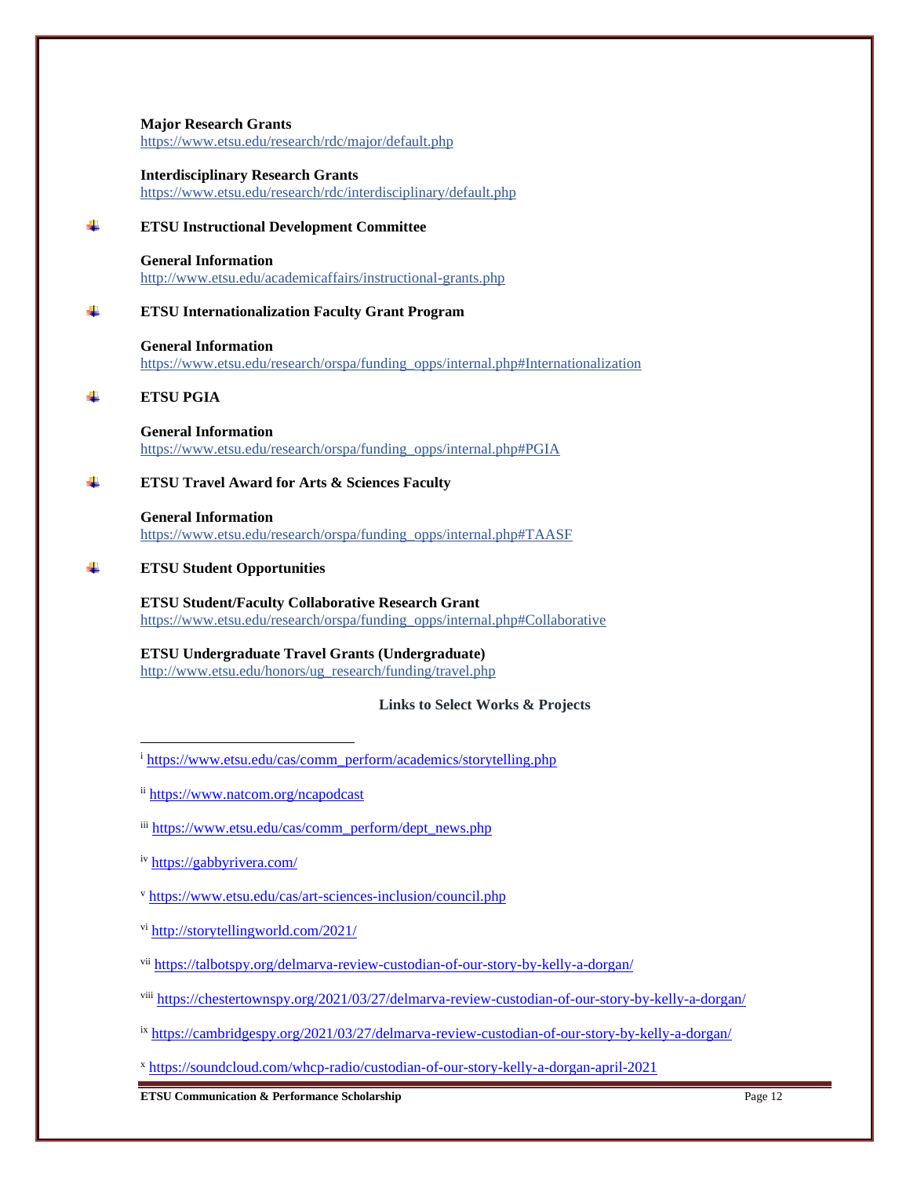**Major Research Grants**
https://www.etsu.edu/research/rdc/major/default.php

**Interdisciplinary Research Grants**
https://www.etsu.edu/research/rdc/interdisciplinary/default.php

- **ETSU Instructional Development Committee**

**General Information**
http://www.etsu.edu/academicaffairs/instructional-grants.php

- **ETSU Internationalization Faculty Grant Program**

**General Information**
https://www.etsu.edu/research/orspa/funding_opps/internal.php#Internationalization

- **ETSU PGIA**

**General Information**
https://www.etsu.edu/research/orspa/funding_opps/internal.php#PGIA

- **ETSU Travel Award for Arts & Sciences Faculty**

**General Information**
https://www.etsu.edu/research/orspa/funding_opps/internal.php#TAASF

- **ETSU Student Opportunities**

**ETSU Student/Faculty Collaborative Research Grant**
https://www.etsu.edu/research/orspa/funding_opps/internal.php#Collaborative

**ETSU Undergraduate Travel Grants (Undergraduate)**
http://www.etsu.edu/honors/ug_research/funding/travel.php

**Links to Select Works & Projects**

---

[i] https://www.etsu.edu/cas/comm_perform/academics/storytelling.php

[ii] https://www.natcom.org/ncapodcast

[iii] https://www.etsu.edu/cas/comm_perform/dept_news.php

[iv] https://gabbyrivera.com/

[v] https://www.etsu.edu/cas/art-sciences-inclusion/council.php

[vi] http://storytellingworld.com/2021/

[vii] https://talbotspy.org/delmarva-review-custodian-of-our-story-by-kelly-a-dorgan/

[viii] https://chestertownspy.org/2021/03/27/delmarva-review-custodian-of-our-story-by-kelly-a-dorgan/

[ix] https://cambridgespy.org/2021/03/27/delmarva-review-custodian-of-our-story-by-kelly-a-dorgan/

[x] https://soundcloud.com/whcp-radio/custodian-of-our-story-kelly-a-dorgan-april-2021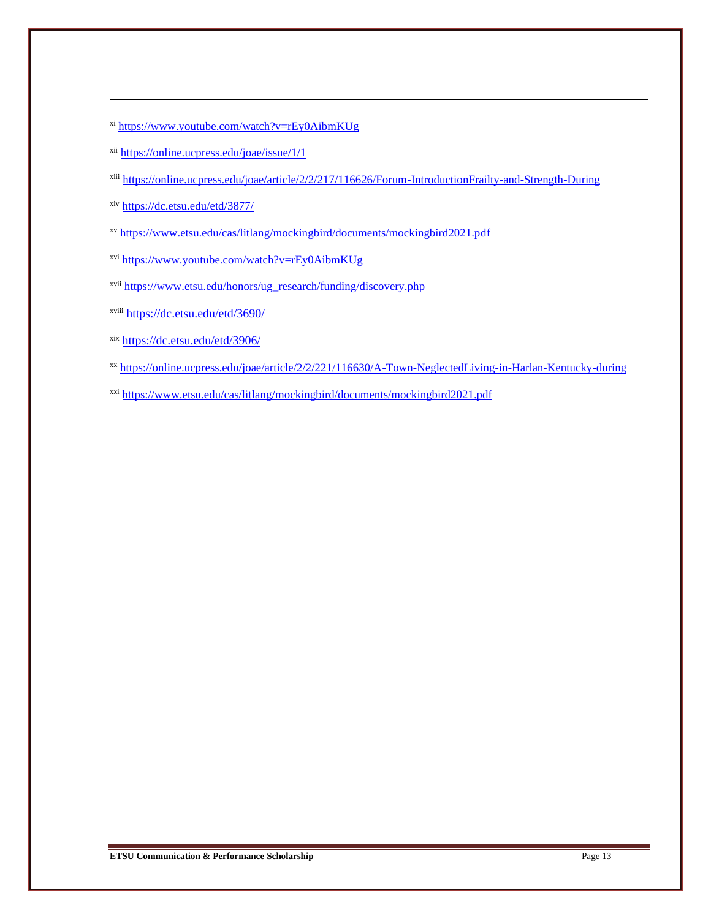---

[xi] https://www.youtube.com/watch?v=rEy0AibmKUg

[xii] https://online.ucpress.edu/joae/issue/1/1

[xiii] https://online.ucpress.edu/joae/article/2/2/217/116626/Forum-IntroductionFrailty-and-Strength-During

[xiv] https://dc.etsu.edu/etd/3877/

[xv] https://www.etsu.edu/cas/litlang/mockingbird/documents/mockingbird2021.pdf

[xvi] https://www.youtube.com/watch?v=rEy0AibmKUg

[xvii] https://www.etsu.edu/honors/ug_research/funding/discovery.php

[xviii] https://dc.etsu.edu/etd/3690/

[xix] https://dc.etsu.edu/etd/3906/

[xx] https://online.ucpress.edu/joae/article/2/2/221/116630/A-Town-NeglectedLiving-in-Harlan-Kentucky-during

[xxi] https://www.etsu.edu/cas/litlang/mockingbird/documents/mockingbird2021.pdf